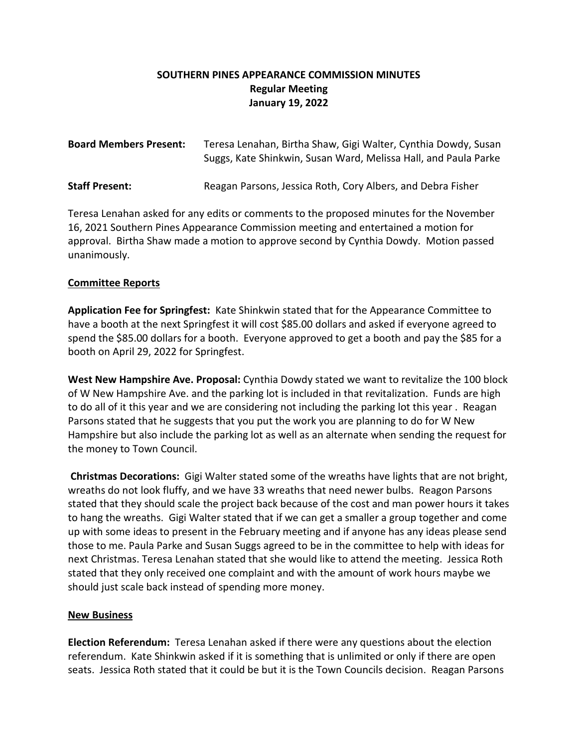# SOUTHERN PINES APPEARANCE COMMISSION MINUTES
## Regular Meeting
## January 19, 2022

**Board Members Present:** Teresa Lenahan, Birtha Shaw, Gigi Walter, Cynthia Dowdy, Susan Suggs, Kate Shinkwin, Susan Ward, Melissa Hall, and Paula Parke

**Staff Present:** Reagan Parsons, Jessica Roth, Cory Albers, and Debra Fisher

Teresa Lenahan asked for any edits or comments to the proposed minutes for the November 16, 2021 Southern Pines Appearance Commission meeting and entertained a motion for approval. Birtha Shaw made a motion to approve second by Cynthia Dowdy. Motion passed unanimously.

**Committee Reports**

**Application Fee for Springfest:** Kate Shinkwin stated that for the Appearance Committee to have a booth at the next Springfest it will cost $85.00 dollars and asked if everyone agreed to spend the $85.00 dollars for a booth. Everyone approved to get a booth and pay the $85 for a booth on April 29, 2022 for Springfest.

**West New Hampshire Ave. Proposal:** Cynthia Dowdy stated we want to revitalize the 100 block of W New Hampshire Ave. and the parking lot is included in that revitalization. Funds are high to do all of it this year and we are considering not including the parking lot this year . Reagan Parsons stated that he suggests that you put the work you are planning to do for W New Hampshire but also include the parking lot as well as an alternate when sending the request for the money to Town Council.

**Christmas Decorations:** Gigi Walter stated some of the wreaths have lights that are not bright, wreaths do not look fluffy, and we have 33 wreaths that need newer bulbs. Reagon Parsons stated that they should scale the project back because of the cost and man power hours it takes to hang the wreaths. Gigi Walter stated that if we can get a smaller a group together and come up with some ideas to present in the February meeting and if anyone has any ideas please send those to me. Paula Parke and Susan Suggs agreed to be in the committee to help with ideas for next Christmas. Teresa Lenahan stated that she would like to attend the meeting. Jessica Roth stated that they only received one complaint and with the amount of work hours maybe we should just scale back instead of spending more money.

**New Business**

**Election Referendum:** Teresa Lenahan asked if there were any questions about the election referendum. Kate Shinkwin asked if it is something that is unlimited or only if there are open seats. Jessica Roth stated that it could be but it is the Town Councils decision. Reagan Parsons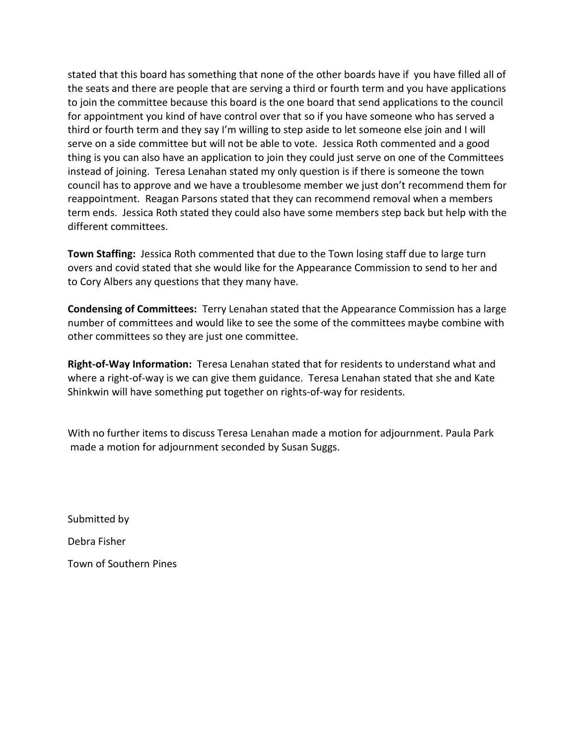stated that this board has something that none of the other boards have if you have filled all of the seats and there are people that are serving a third or fourth term and you have applications to join the committee because this board is the one board that send applications to the council for appointment you kind of have control over that so if you have someone who has served a third or fourth term and they say I'm willing to step aside to let someone else join and I will serve on a side committee but will not be able to vote. Jessica Roth commented and a good thing is you can also have an application to join they could just serve on one of the Committees instead of joining. Teresa Lenahan stated my only question is if there is someone the town council has to approve and we have a troublesome member we just don't recommend them for reappointment. Reagan Parsons stated that they can recommend removal when a members term ends. Jessica Roth stated they could also have some members step back but help with the different committees.

**Town Staffing:** Jessica Roth commented that due to the Town losing staff due to large turn overs and covid stated that she would like for the Appearance Commission to send to her and to Cory Albers any questions that they many have.

**Condensing of Committees:** Terry Lenahan stated that the Appearance Commission has a large number of committees and would like to see the some of the committees maybe combine with other committees so they are just one committee.

**Right-of-Way Information:** Teresa Lenahan stated that for residents to understand what and where a right-of-way is we can give them guidance. Teresa Lenahan stated that she and Kate Shinkwin will have something put together on rights-of-way for residents.

With no further items to discuss Teresa Lenahan made a motion for adjournment. Paula Park made a motion for adjournment seconded by Susan Suggs.

Submitted by

Debra Fisher

Town of Southern Pines